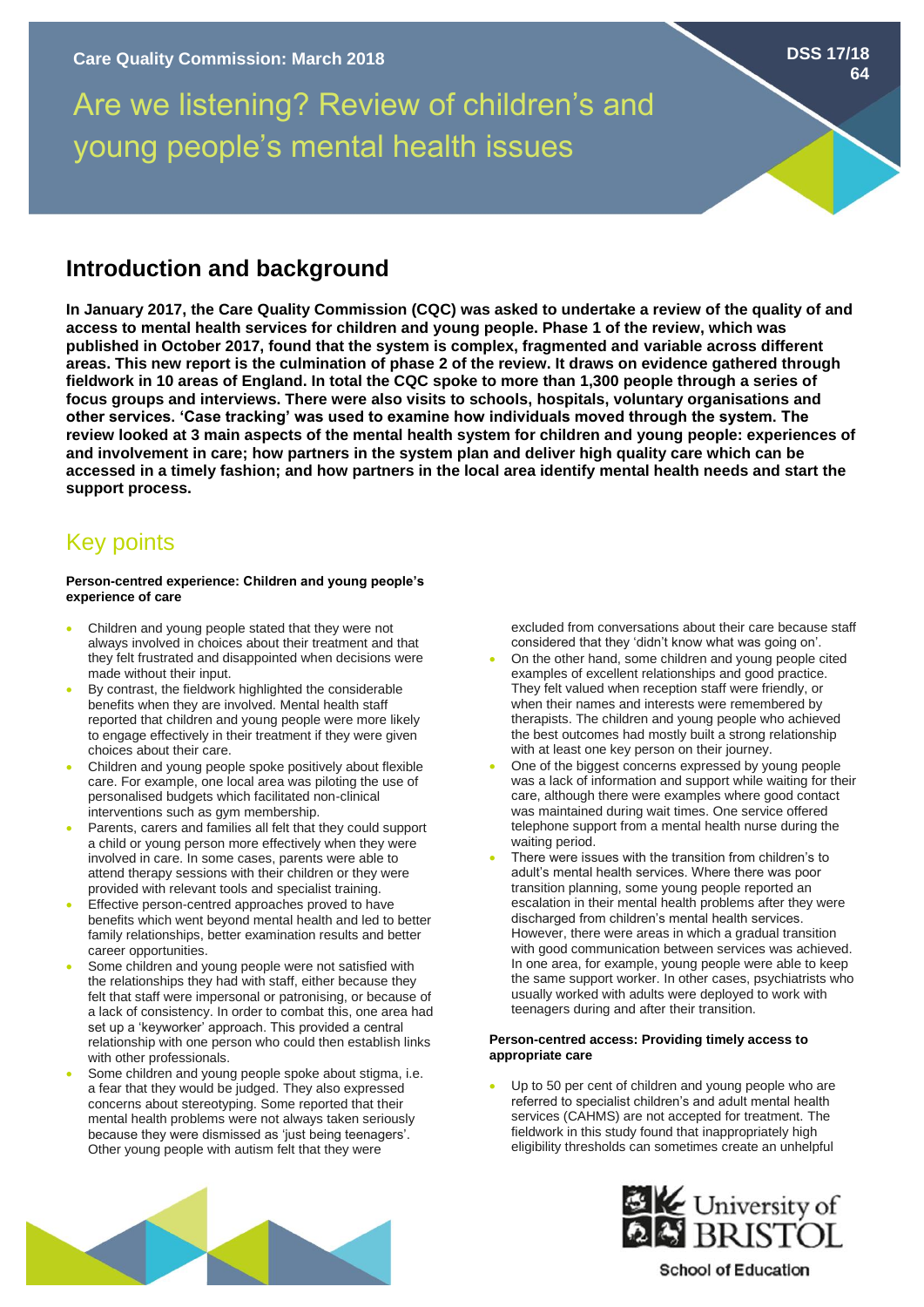Care Quality Commission: March 2018

DSS 17/18
64

# Are we listening? Review of children's and young people's mental health issues

## Introduction and background

**In January 2017, the Care Quality Commission (CQC) was asked to undertake a review of the quality of and access to mental health services for children and young people. Phase 1 of the review, which was published in October 2017, found that the system is complex, fragmented and variable across different areas. This new report is the culmination of phase 2 of the review. It draws on evidence gathered through fieldwork in 10 areas of England. In total the CQC spoke to more than 1,300 people through a series of focus groups and interviews. There were also visits to schools, hospitals, voluntary organisations and other services. 'Case tracking' was used to examine how individuals moved through the system. The review looked at 3 main aspects of the mental health system for children and young people: experiences of and involvement in care; how partners in the system plan and deliver high quality care which can be accessed in a timely fashion; and how partners in the local area identify mental health needs and start the support process.**

## Key points

#### Person-centred experience: Children and young people's experience of care

- Children and young people stated that they were not always involved in choices about their treatment and that they felt frustrated and disappointed when decisions were made without their input.
- By contrast, the fieldwork highlighted the considerable benefits when they are involved. Mental health staff reported that children and young people were more likely to engage effectively in their treatment if they were given choices about their care.
- Children and young people spoke positively about flexible care. For example, one local area was piloting the use of personalised budgets which facilitated non-clinical interventions such as gym membership.
- Parents, carers and families all felt that they could support a child or young person more effectively when they were involved in care. In some cases, parents were able to attend therapy sessions with their children or they were provided with relevant tools and specialist training.
- Effective person-centred approaches proved to have benefits which went beyond mental health and led to better family relationships, better examination results and better career opportunities.
- Some children and young people were not satisfied with the relationships they had with staff, either because they felt that staff were impersonal or patronising, or because of a lack of consistency. In order to combat this, one area had set up a 'keyworker' approach. This provided a central relationship with one person who could then establish links with other professionals.
- Some children and young people spoke about stigma, i.e. a fear that they would be judged. They also expressed concerns about stereotyping. Some reported that their mental health problems were not always taken seriously because they were dismissed as 'just being teenagers'. Other young people with autism felt that they were excluded from conversations about their care because staff considered that they 'didn't know what was going on'.
- On the other hand, some children and young people cited examples of excellent relationships and good practice. They felt valued when reception staff were friendly, or when their names and interests were remembered by therapists. The children and young people who achieved the best outcomes had mostly built a strong relationship with at least one key person on their journey.
- One of the biggest concerns expressed by young people was a lack of information and support while waiting for their care, although there were examples where good contact was maintained during wait times. One service offered telephone support from a mental health nurse during the waiting period.
- There were issues with the transition from children's to adult's mental health services. Where there was poor transition planning, some young people reported an escalation in their mental health problems after they were discharged from children's mental health services. However, there were areas in which a gradual transition with good communication between services was achieved. In one area, for example, young people were able to keep the same support worker. In other cases, psychiatrists who usually worked with adults were deployed to work with teenagers during and after their transition.

#### Person-centred access: Providing timely access to appropriate care

- Up to 50 per cent of children and young people who are referred to specialist children's and adult mental health services (CAHMS) are not accepted for treatment. The fieldwork in this study found that inappropriately high eligibility thresholds can sometimes create an unhelpful

University of BRISTOL
School of Education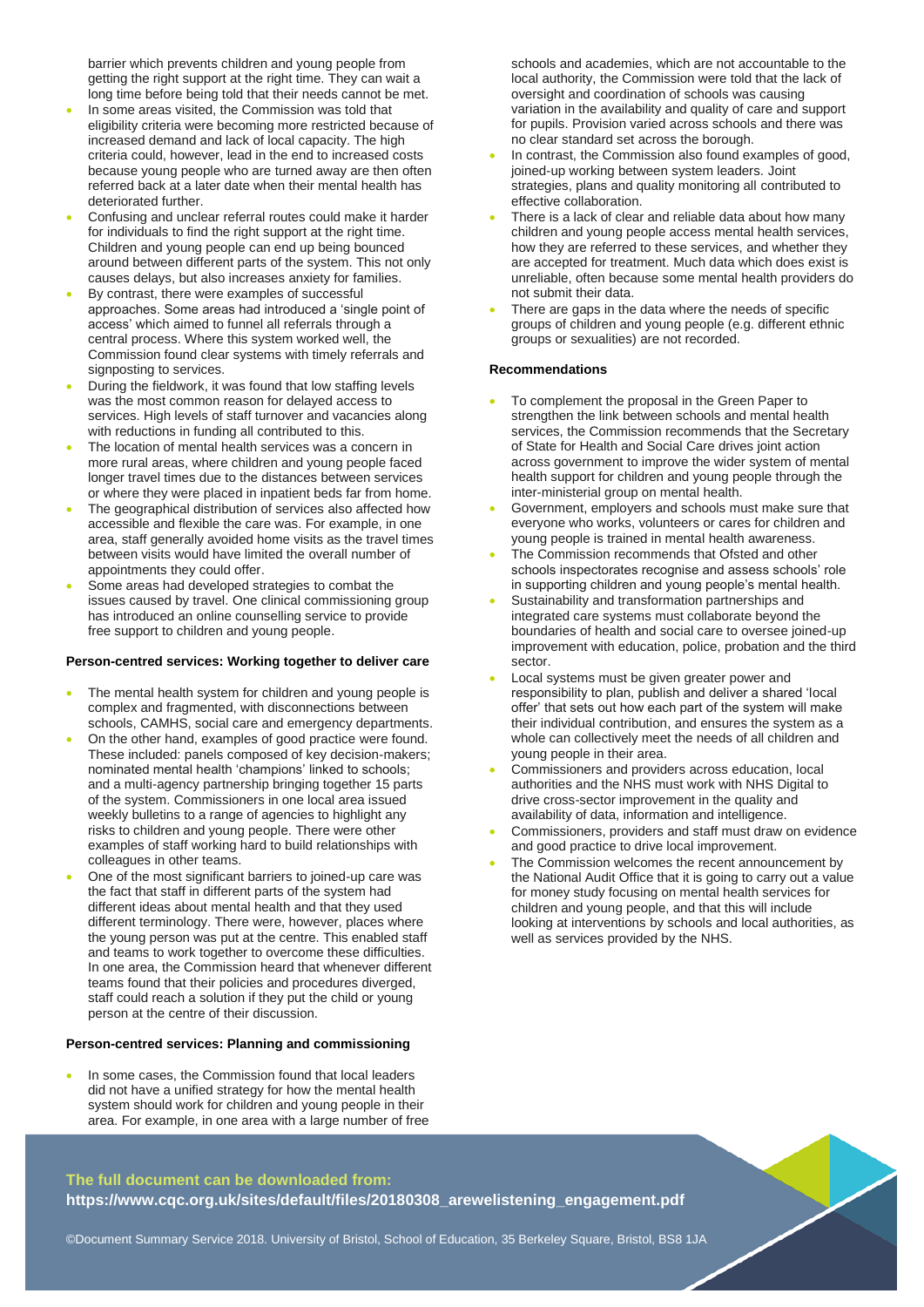barrier which prevents children and young people from getting the right support at the right time. They can wait a long time before being told that their needs cannot be met.

- In some areas visited, the Commission was told that eligibility criteria were becoming more restricted because of increased demand and lack of local capacity. The high criteria could, however, lead in the end to increased costs because young people who are turned away are then often referred back at a later date when their mental health has deteriorated further.
- Confusing and unclear referral routes could make it harder for individuals to find the right support at the right time. Children and young people can end up being bounced around between different parts of the system. This not only causes delays, but also increases anxiety for families.
- By contrast, there were examples of successful approaches. Some areas had introduced a 'single point of access' which aimed to funnel all referrals through a central process. Where this system worked well, the Commission found clear systems with timely referrals and signposting to services.
- During the fieldwork, it was found that low staffing levels was the most common reason for delayed access to services. High levels of staff turnover and vacancies along with reductions in funding all contributed to this.
- The location of mental health services was a concern in more rural areas, where children and young people faced longer travel times due to the distances between services or where they were placed in inpatient beds far from home.
- The geographical distribution of services also affected how accessible and flexible the care was. For example, in one area, staff generally avoided home visits as the travel times between visits would have limited the overall number of appointments they could offer.
- Some areas had developed strategies to combat the issues caused by travel. One clinical commissioning group has introduced an online counselling service to provide free support to children and young people.

**Person-centred services: Working together to deliver care**

- The mental health system for children and young people is complex and fragmented, with disconnections between schools, CAMHS, social care and emergency departments.
- On the other hand, examples of good practice were found. These included: panels composed of key decision-makers; nominated mental health 'champions' linked to schools; and a multi-agency partnership bringing together 15 parts of the system. Commissioners in one local area issued weekly bulletins to a range of agencies to highlight any risks to children and young people. There were other examples of staff working hard to build relationships with colleagues in other teams.
- One of the most significant barriers to joined-up care was the fact that staff in different parts of the system had different ideas about mental health and that they used different terminology. There were, however, places where the young person was put at the centre. This enabled staff and teams to work together to overcome these difficulties. In one area, the Commission heard that whenever different teams found that their policies and procedures diverged, staff could reach a solution if they put the child or young person at the centre of their discussion.

**Person-centred services: Planning and commissioning**

- In some cases, the Commission found that local leaders did not have a unified strategy for how the mental health system should work for children and young people in their area. For example, in one area with a large number of free schools and academies, which are not accountable to the local authority, the Commission were told that the lack of oversight and coordination of schools was causing variation in the availability and quality of care and support for pupils. Provision varied across schools and there was no clear standard set across the borough.
- In contrast, the Commission also found examples of good, joined-up working between system leaders. Joint strategies, plans and quality monitoring all contributed to effective collaboration.
- There is a lack of clear and reliable data about how many children and young people access mental health services, how they are referred to these services, and whether they are accepted for treatment. Much data which does exist is unreliable, often because some mental health providers do not submit their data.
- There are gaps in the data where the needs of specific groups of children and young people (e.g. different ethnic groups or sexualities) are not recorded.

**Recommendations**

- To complement the proposal in the Green Paper to strengthen the link between schools and mental health services, the Commission recommends that the Secretary of State for Health and Social Care drives joint action across government to improve the wider system of mental health support for children and young people through the inter-ministerial group on mental health.
- Government, employers and schools must make sure that everyone who works, volunteers or cares for children and young people is trained in mental health awareness.
- The Commission recommends that Ofsted and other schools inspectorates recognise and assess schools' role in supporting children and young people's mental health.
- Sustainability and transformation partnerships and integrated care systems must collaborate beyond the boundaries of health and social care to oversee joined-up improvement with education, police, probation and the third sector.
- Local systems must be given greater power and responsibility to plan, publish and deliver a shared 'local offer' that sets out how each part of the system will make their individual contribution, and ensures the system as a whole can collectively meet the needs of all children and young people in their area.
- Commissioners and providers across education, local authorities and the NHS must work with NHS Digital to drive cross-sector improvement in the quality and availability of data, information and intelligence.
- Commissioners, providers and staff must draw on evidence and good practice to drive local improvement.
- The Commission welcomes the recent announcement by the National Audit Office that it is going to carry out a value for money study focusing on mental health services for children and young people, and that this will include looking at interventions by schools and local authorities, as well as services provided by the NHS.

**The full document can be downloaded from:**
**https://www.cqc.org.uk/sites/default/files/20180308_arewelistening_engagement.pdf**

©Document Summary Service 2018. University of Bristol, School of Education, 35 Berkeley Square, Bristol, BS8 1JA